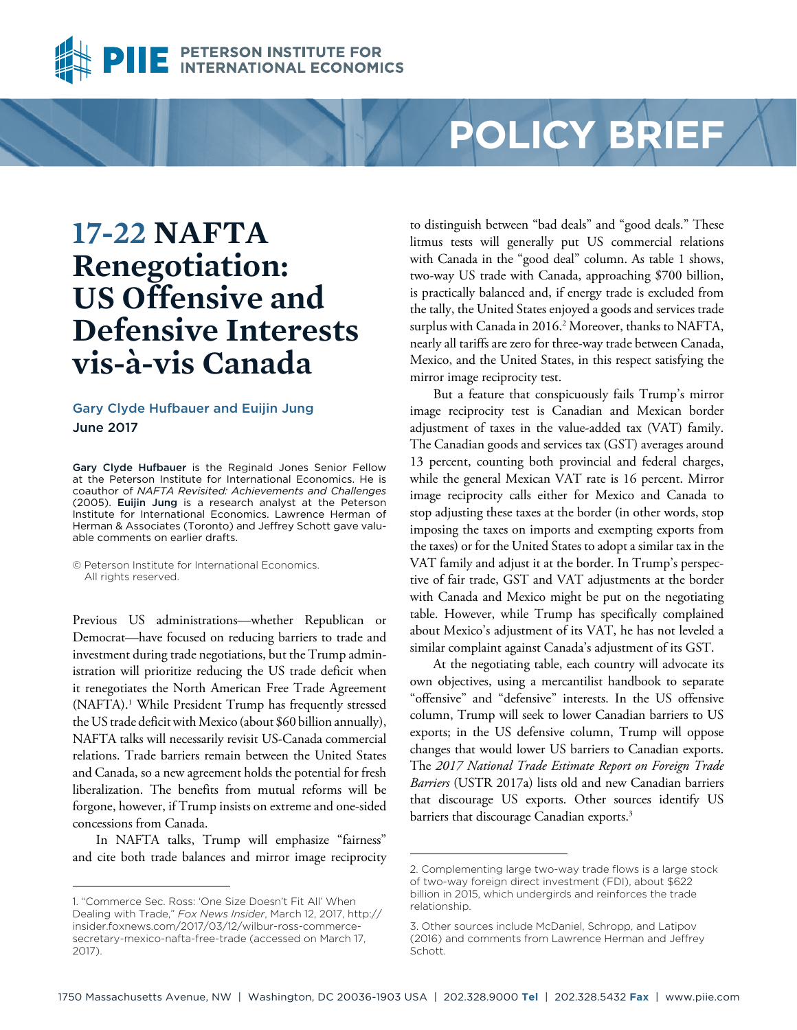# 17-22 NAFTA Renegotiation: US Offensive and Defensive Interests vis-à-vis Canada

**Gary Clyde Hufbauer and Euijin Jung**
**June 2017**

**Gary Clyde Hufbauer** is the Reginald Jones Senior Fellow at the Peterson Institute for International Economics. He is coauthor of *NAFTA Revisited: Achievements and Challenges* (2005). **Euijin Jung** is a research analyst at the Peterson Institute for International Economics. Lawrence Herman of Herman & Associates (Toronto) and Jeffrey Schott gave valuable comments on earlier drafts.

© Peterson Institute for International Economics. All rights reserved.

Previous US administrations—whether Republican or Democrat—have focused on reducing barriers to trade and investment during trade negotiations, but the Trump administration will prioritize reducing the US trade deficit when it renegotiates the North American Free Trade Agreement (NAFTA).[1] While President Trump has frequently stressed the US trade deficit with Mexico (about $60 billion annually), NAFTA talks will necessarily revisit US-Canada commercial relations. Trade barriers remain between the United States and Canada, so a new agreement holds the potential for fresh liberalization. The benefits from mutual reforms will be forgone, however, if Trump insists on extreme and one-sided concessions from Canada.

In NAFTA talks, Trump will emphasize "fairness" and cite both trade balances and mirror image reciprocity to distinguish between "bad deals" and "good deals." These litmus tests will generally put US commercial relations with Canada in the "good deal" column. As table 1 shows, two-way US trade with Canada, approaching $700 billion, is practically balanced and, if energy trade is excluded from the tally, the United States enjoyed a goods and services trade surplus with Canada in 2016.[2] Moreover, thanks to NAFTA, nearly all tariffs are zero for three-way trade between Canada, Mexico, and the United States, in this respect satisfying the mirror image reciprocity test.

But a feature that conspicuously fails Trump's mirror image reciprocity test is Canadian and Mexican border adjustment of taxes in the value-added tax (VAT) family. The Canadian goods and services tax (GST) averages around 13 percent, counting both provincial and federal charges, while the general Mexican VAT rate is 16 percent. Mirror image reciprocity calls either for Mexico and Canada to stop adjusting these taxes at the border (in other words, stop imposing the taxes on imports and exempting exports from the taxes) or for the United States to adopt a similar tax in the VAT family and adjust it at the border. In Trump's perspective of fair trade, GST and VAT adjustments at the border with Canada and Mexico might be put on the negotiating table. However, while Trump has specifically complained about Mexico's adjustment of its VAT, he has not leveled a similar complaint against Canada's adjustment of its GST.

At the negotiating table, each country will advocate its own objectives, using a mercantilist handbook to separate "offensive" and "defensive" interests. In the US offensive column, Trump will seek to lower Canadian barriers to US exports; in the US defensive column, Trump will oppose changes that would lower US barriers to Canadian exports. The *2017 National Trade Estimate Report on Foreign Trade Barriers* (USTR 2017a) lists old and new Canadian barriers that discourage US exports. Other sources identify US barriers that discourage Canadian exports.[3]

---

1. "Commerce Sec. Ross: 'One Size Doesn't Fit All' When Dealing with Trade," *Fox News Insider*, March 12, 2017, http://insider.foxnews.com/2017/03/12/wilbur-ross-commerce-secretary-mexico-nafta-free-trade (accessed on March 17, 2017).

2. Complementing large two-way trade flows is a large stock of two-way foreign direct investment (FDI), about $622 billion in 2015, which undergirds and reinforces the trade relationship.

3. Other sources include McDaniel, Schropp, and Latipov (2016) and comments from Lawrence Herman and Jeffrey Schott.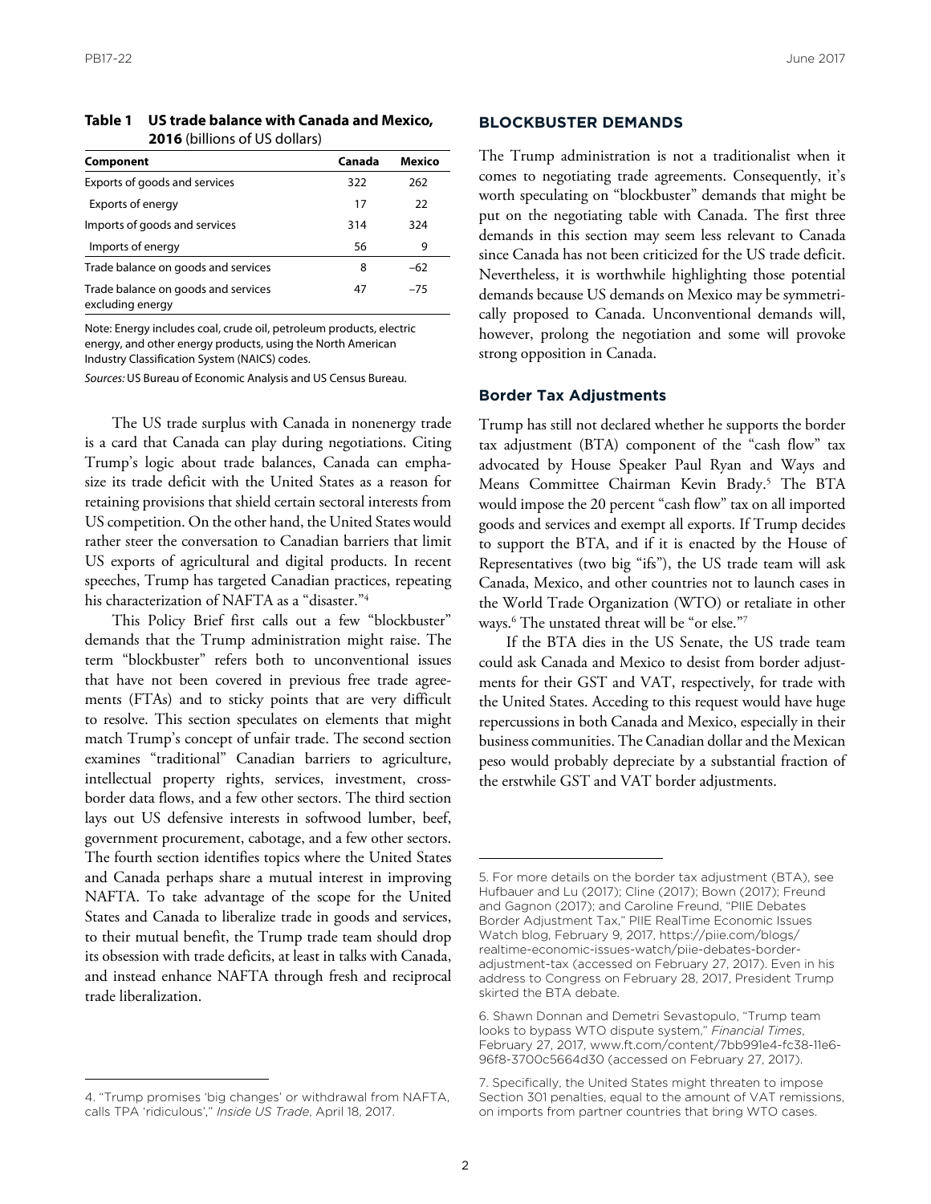**Table 1 US trade balance with Canada and Mexico, 2016** (billions of US dollars)

| Component | Canada | Mexico |
|---|---|---|
| Exports of goods and services | 322 | 262 |
| Exports of energy | 17 | 22 |
| Imports of goods and services | 314 | 324 |
| Imports of energy | 56 | 9 |
| Trade balance on goods and services | 8 | –62 |
| Trade balance on goods and services excluding energy | 47 | –75 |

Note: Energy includes coal, crude oil, petroleum products, electric energy, and other energy products, using the North American Industry Classification System (NAICS) codes.

*Sources:* US Bureau of Economic Analysis and US Census Bureau.

The US trade surplus with Canada in nonenergy trade is a card that Canada can play during negotiations. Citing Trump's logic about trade balances, Canada can emphasize its trade deficit with the United States as a reason for retaining provisions that shield certain sectoral interests from US competition. On the other hand, the United States would rather steer the conversation to Canadian barriers that limit US exports of agricultural and digital products. In recent speeches, Trump has targeted Canadian practices, repeating his characterization of NAFTA as a "disaster."[4]

This Policy Brief first calls out a few "blockbuster" demands that the Trump administration might raise. The term "blockbuster" refers both to unconventional issues that have not been covered in previous free trade agreements (FTAs) and to sticky points that are very difficult to resolve. This section speculates on elements that might match Trump's concept of unfair trade. The second section examines "traditional" Canadian barriers to agriculture, intellectual property rights, services, investment, cross-border data flows, and a few other sectors. The third section lays out US defensive interests in softwood lumber, beef, government procurement, cabotage, and a few other sectors. The fourth section identifies topics where the United States and Canada perhaps share a mutual interest in improving NAFTA. To take advantage of the scope for the United States and Canada to liberalize trade in goods and services, to their mutual benefit, the Trump trade team should drop its obsession with trade deficits, at least in talks with Canada, and instead enhance NAFTA through fresh and reciprocal trade liberalization.

4. "Trump promises 'big changes' or withdrawal from NAFTA, calls TPA 'ridiculous'," *Inside US Trade*, April 18, 2017.

## BLOCKBUSTER DEMANDS

The Trump administration is not a traditionalist when it comes to negotiating trade agreements. Consequently, it's worth speculating on "blockbuster" demands that might be put on the negotiating table with Canada. The first three demands in this section may seem less relevant to Canada since Canada has not been criticized for the US trade deficit. Nevertheless, it is worthwhile highlighting those potential demands because US demands on Mexico may be symmetrically proposed to Canada. Unconventional demands will, however, prolong the negotiation and some will provoke strong opposition in Canada.

### Border Tax Adjustments

Trump has still not declared whether he supports the border tax adjustment (BTA) component of the "cash flow" tax advocated by House Speaker Paul Ryan and Ways and Means Committee Chairman Kevin Brady.[5] The BTA would impose the 20 percent "cash flow" tax on all imported goods and services and exempt all exports. If Trump decides to support the BTA, and if it is enacted by the House of Representatives (two big "ifs"), the US trade team will ask Canada, Mexico, and other countries not to launch cases in the World Trade Organization (WTO) or retaliate in other ways.[6] The unstated threat will be "or else."[7]

If the BTA dies in the US Senate, the US trade team could ask Canada and Mexico to desist from border adjustments for their GST and VAT, respectively, for trade with the United States. Acceding to this request would have huge repercussions in both Canada and Mexico, especially in their business communities. The Canadian dollar and the Mexican peso would probably depreciate by a substantial fraction of the erstwhile GST and VAT border adjustments.

5. For more details on the border tax adjustment (BTA), see Hufbauer and Lu (2017); Cline (2017); Bown (2017); Freund and Gagnon (2017); and Caroline Freund, "PIIE Debates Border Adjustment Tax," PIIE RealTime Economic Issues Watch blog, February 9, 2017, https://piie.com/blogs/realtime-economic-issues-watch/piie-debates-border-adjustment-tax (accessed on February 27, 2017). Even in his address to Congress on February 28, 2017, President Trump skirted the BTA debate.

6. Shawn Donnan and Demetri Sevastopulo, "Trump team looks to bypass WTO dispute system," *Financial Times*, February 27, 2017, www.ft.com/content/7bb991e4-fc38-11e6-96f8-3700c5664d30 (accessed on February 27, 2017).

7. Specifically, the United States might threaten to impose Section 301 penalties, equal to the amount of VAT remissions, on imports from partner countries that bring WTO cases.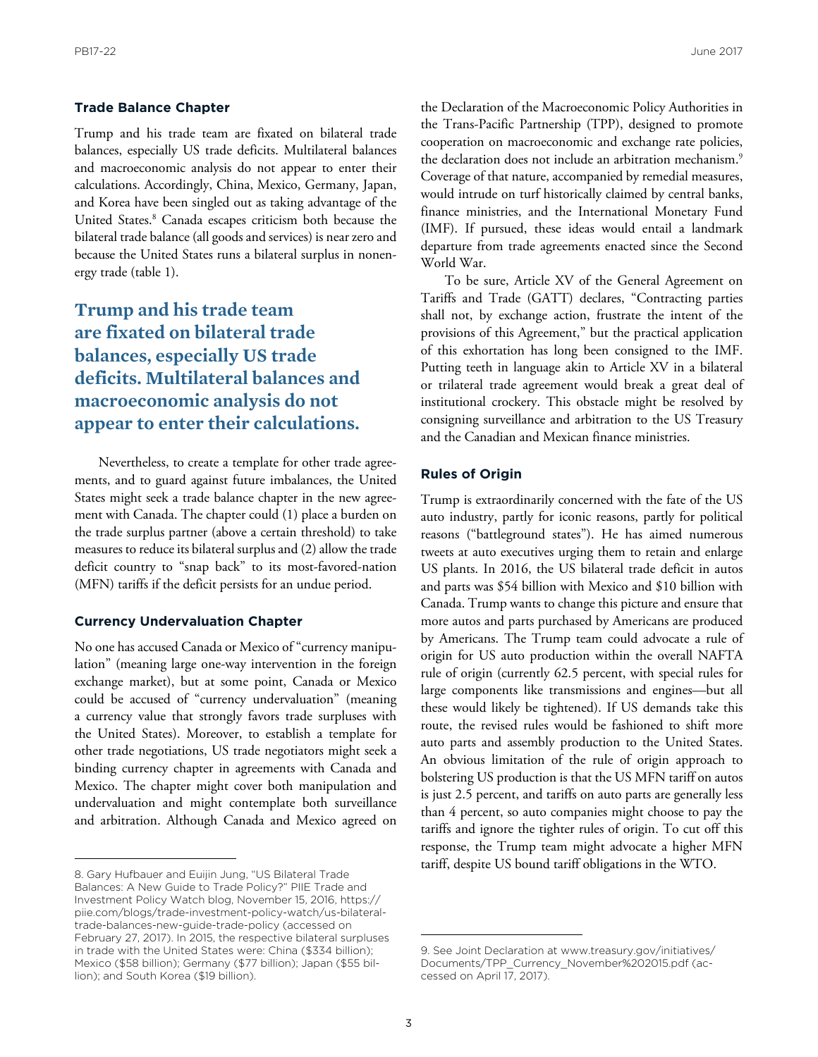### Trade Balance Chapter

Trump and his trade team are fixated on bilateral trade balances, especially US trade deficits. Multilateral balances and macroeconomic analysis do not appear to enter their calculations. Accordingly, China, Mexico, Germany, Japan, and Korea have been singled out as taking advantage of the United States.[8] Canada escapes criticism both because the bilateral trade balance (all goods and services) is near zero and because the United States runs a bilateral surplus in nonenergy trade (table 1).

**Trump and his trade team are fixated on bilateral trade balances, especially US trade deficits. Multilateral balances and macroeconomic analysis do not appear to enter their calculations.**

Nevertheless, to create a template for other trade agreements, and to guard against future imbalances, the United States might seek a trade balance chapter in the new agreement with Canada. The chapter could (1) place a burden on the trade surplus partner (above a certain threshold) to take measures to reduce its bilateral surplus and (2) allow the trade deficit country to "snap back" to its most-favored-nation (MFN) tariffs if the deficit persists for an undue period.

### Currency Undervaluation Chapter

No one has accused Canada or Mexico of "currency manipulation" (meaning large one-way intervention in the foreign exchange market), but at some point, Canada or Mexico could be accused of "currency undervaluation" (meaning a currency value that strongly favors trade surpluses with the United States). Moreover, to establish a template for other trade negotiations, US trade negotiators might seek a binding currency chapter in agreements with Canada and Mexico. The chapter might cover both manipulation and undervaluation and might contemplate both surveillance and arbitration. Although Canada and Mexico agreed on the Declaration of the Macroeconomic Policy Authorities in the Trans-Pacific Partnership (TPP), designed to promote cooperation on macroeconomic and exchange rate policies, the declaration does not include an arbitration mechanism.[9] Coverage of that nature, accompanied by remedial measures, would intrude on turf historically claimed by central banks, finance ministries, and the International Monetary Fund (IMF). If pursued, these ideas would entail a landmark departure from trade agreements enacted since the Second World War.

To be sure, Article XV of the General Agreement on Tariffs and Trade (GATT) declares, "Contracting parties shall not, by exchange action, frustrate the intent of the provisions of this Agreement," but the practical application of this exhortation has long been consigned to the IMF. Putting teeth in language akin to Article XV in a bilateral or trilateral trade agreement would break a great deal of institutional crockery. This obstacle might be resolved by consigning surveillance and arbitration to the US Treasury and the Canadian and Mexican finance ministries.

### Rules of Origin

Trump is extraordinarily concerned with the fate of the US auto industry, partly for iconic reasons, partly for political reasons ("battleground states"). He has aimed numerous tweets at auto executives urging them to retain and enlarge US plants. In 2016, the US bilateral trade deficit in autos and parts was $54 billion with Mexico and $10 billion with Canada. Trump wants to change this picture and ensure that more autos and parts purchased by Americans are produced by Americans. The Trump team could advocate a rule of origin for US auto production within the overall NAFTA rule of origin (currently 62.5 percent, with special rules for large components like transmissions and engines—but all these would likely be tightened). If US demands take this route, the revised rules would be fashioned to shift more auto parts and assembly production to the United States. An obvious limitation of the rule of origin approach to bolstering US production is that the US MFN tariff on autos is just 2.5 percent, and tariffs on auto parts are generally less than 4 percent, so auto companies might choose to pay the tariffs and ignore the tighter rules of origin. To cut off this response, the Trump team might advocate a higher MFN tariff, despite US bound tariff obligations in the WTO.

---

8. Gary Hufbauer and Euijin Jung, "US Bilateral Trade Balances: A New Guide to Trade Policy?" PIIE Trade and Investment Policy Watch blog, November 15, 2016, https://piie.com/blogs/trade-investment-policy-watch/us-bilateral-trade-balances-new-guide-trade-policy (accessed on February 27, 2017). In 2015, the respective bilateral surpluses in trade with the United States were: China ($334 billion); Mexico ($58 billion); Germany ($77 billion); Japan ($55 billion); and South Korea ($19 billion).

9. See Joint Declaration at www.treasury.gov/initiatives/Documents/TPP_Currency_November%202015.pdf (accessed on April 17, 2017).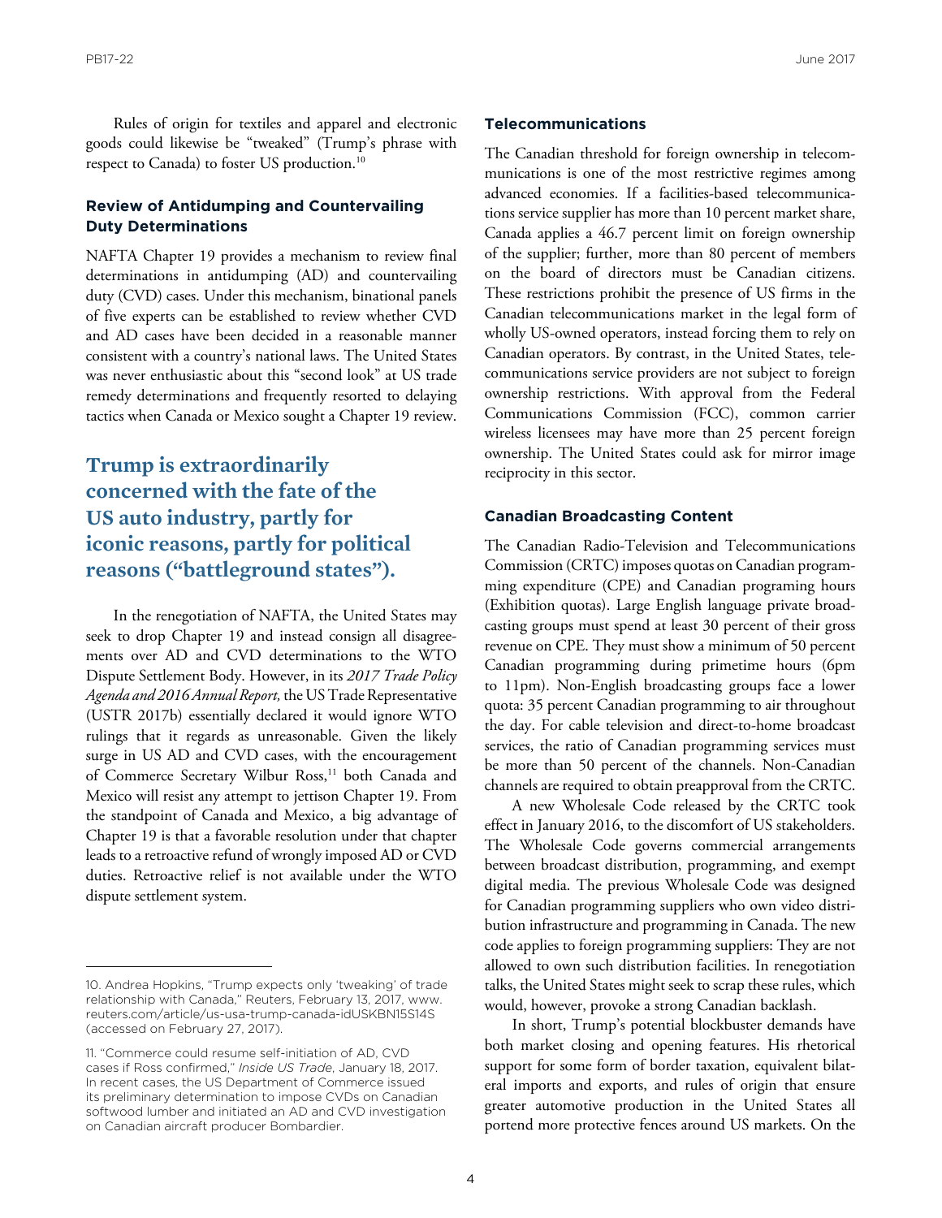Rules of origin for textiles and apparel and electronic goods could likewise be "tweaked" (Trump's phrase with respect to Canada) to foster US production.[10]

### Review of Antidumping and Countervailing Duty Determinations

NAFTA Chapter 19 provides a mechanism to review final determinations in antidumping (AD) and countervailing duty (CVD) cases. Under this mechanism, binational panels of five experts can be established to review whether CVD and AD cases have been decided in a reasonable manner consistent with a country's national laws. The United States was never enthusiastic about this "second look" at US trade remedy determinations and frequently resorted to delaying tactics when Canada or Mexico sought a Chapter 19 review.

**Trump is extraordinarily concerned with the fate of the US auto industry, partly for iconic reasons, partly for political reasons ("battleground states").**

In the renegotiation of NAFTA, the United States may seek to drop Chapter 19 and instead consign all disagreements over AD and CVD determinations to the WTO Dispute Settlement Body. However, in its *2017 Trade Policy Agenda and 2016 Annual Report,* the US Trade Representative (USTR 2017b) essentially declared it would ignore WTO rulings that it regards as unreasonable. Given the likely surge in US AD and CVD cases, with the encouragement of Commerce Secretary Wilbur Ross,[11] both Canada and Mexico will resist any attempt to jettison Chapter 19. From the standpoint of Canada and Mexico, a big advantage of Chapter 19 is that a favorable resolution under that chapter leads to a retroactive refund of wrongly imposed AD or CVD duties. Retroactive relief is not available under the WTO dispute settlement system.

### Telecommunications

The Canadian threshold for foreign ownership in telecommunications is one of the most restrictive regimes among advanced economies. If a facilities-based telecommunications service supplier has more than 10 percent market share, Canada applies a 46.7 percent limit on foreign ownership of the supplier; further, more than 80 percent of members on the board of directors must be Canadian citizens. These restrictions prohibit the presence of US firms in the Canadian telecommunications market in the legal form of wholly US-owned operators, instead forcing them to rely on Canadian operators. By contrast, in the United States, telecommunications service providers are not subject to foreign ownership restrictions. With approval from the Federal Communications Commission (FCC), common carrier wireless licensees may have more than 25 percent foreign ownership. The United States could ask for mirror image reciprocity in this sector.

### Canadian Broadcasting Content

The Canadian Radio-Television and Telecommunications Commission (CRTC) imposes quotas on Canadian programming expenditure (CPE) and Canadian programing hours (Exhibition quotas). Large English language private broadcasting groups must spend at least 30 percent of their gross revenue on CPE. They must show a minimum of 50 percent Canadian programming during primetime hours (6pm to 11pm). Non-English broadcasting groups face a lower quota: 35 percent Canadian programming to air throughout the day. For cable television and direct-to-home broadcast services, the ratio of Canadian programming services must be more than 50 percent of the channels. Non-Canadian channels are required to obtain preapproval from the CRTC.

A new Wholesale Code released by the CRTC took effect in January 2016, to the discomfort of US stakeholders. The Wholesale Code governs commercial arrangements between broadcast distribution, programming, and exempt digital media. The previous Wholesale Code was designed for Canadian programming suppliers who own video distribution infrastructure and programming in Canada. The new code applies to foreign programming suppliers: They are not allowed to own such distribution facilities. In renegotiation talks, the United States might seek to scrap these rules, which would, however, provoke a strong Canadian backlash.

In short, Trump's potential blockbuster demands have both market closing and opening features. His rhetorical support for some form of border taxation, equivalent bilateral imports and exports, and rules of origin that ensure greater automotive production in the United States all portend more protective fences around US markets. On the

---

10. Andrea Hopkins, "Trump expects only 'tweaking' of trade relationship with Canada," Reuters, February 13, 2017, www.reuters.com/article/us-usa-trump-canada-idUSKBN15S14S (accessed on February 27, 2017).

11. "Commerce could resume self-initiation of AD, CVD cases if Ross confirmed," *Inside US Trade*, January 18, 2017. In recent cases, the US Department of Commerce issued its preliminary determination to impose CVDs on Canadian softwood lumber and initiated an AD and CVD investigation on Canadian aircraft producer Bombardier.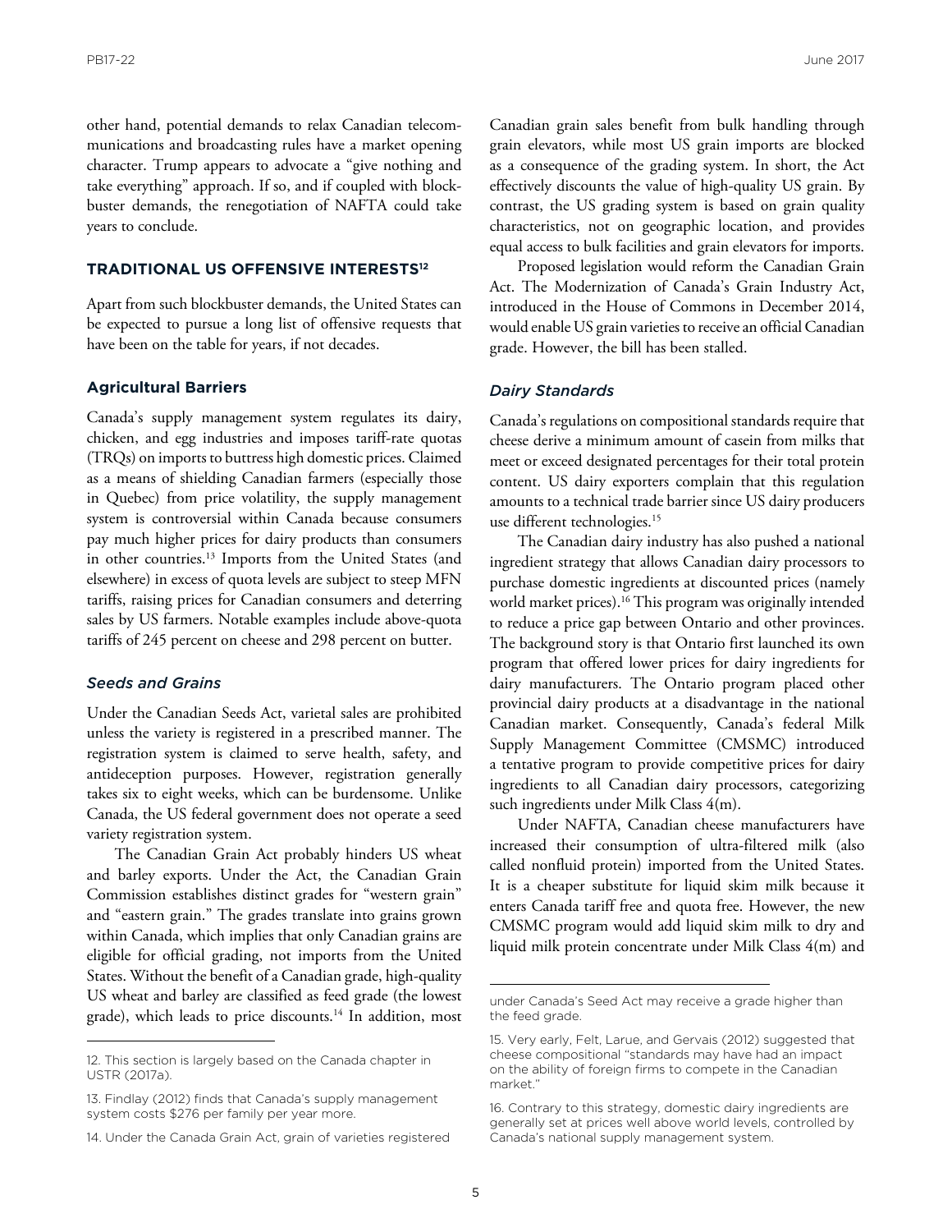other hand, potential demands to relax Canadian telecommunications and broadcasting rules have a market opening character. Trump appears to advocate a "give nothing and take everything" approach. If so, and if coupled with blockbuster demands, the renegotiation of NAFTA could take years to conclude.

## TRADITIONAL US OFFENSIVE INTERESTS[12]

Apart from such blockbuster demands, the United States can be expected to pursue a long list of offensive requests that have been on the table for years, if not decades.

### Agricultural Barriers

Canada's supply management system regulates its dairy, chicken, and egg industries and imposes tariff-rate quotas (TRQs) on imports to buttress high domestic prices. Claimed as a means of shielding Canadian farmers (especially those in Quebec) from price volatility, the supply management system is controversial within Canada because consumers pay much higher prices for dairy products than consumers in other countries.[13] Imports from the United States (and elsewhere) in excess of quota levels are subject to steep MFN tariffs, raising prices for Canadian consumers and deterring sales by US farmers. Notable examples include above-quota tariffs of 245 percent on cheese and 298 percent on butter.

#### *Seeds and Grains*

Under the Canadian Seeds Act, varietal sales are prohibited unless the variety is registered in a prescribed manner. The registration system is claimed to serve health, safety, and antideception purposes. However, registration generally takes six to eight weeks, which can be burdensome. Unlike Canada, the US federal government does not operate a seed variety registration system.

The Canadian Grain Act probably hinders US wheat and barley exports. Under the Act, the Canadian Grain Commission establishes distinct grades for "western grain" and "eastern grain." The grades translate into grains grown within Canada, which implies that only Canadian grains are eligible for official grading, not imports from the United States. Without the benefit of a Canadian grade, high-quality US wheat and barley are classified as feed grade (the lowest grade), which leads to price discounts.[14] In addition, most Canadian grain sales benefit from bulk handling through grain elevators, while most US grain imports are blocked as a consequence of the grading system. In short, the Act effectively discounts the value of high-quality US grain. By contrast, the US grading system is based on grain quality characteristics, not on geographic location, and provides equal access to bulk facilities and grain elevators for imports.

Proposed legislation would reform the Canadian Grain Act. The Modernization of Canada's Grain Industry Act, introduced in the House of Commons in December 2014, would enable US grain varieties to receive an official Canadian grade. However, the bill has been stalled.

#### *Dairy Standards*

Canada's regulations on compositional standards require that cheese derive a minimum amount of casein from milks that meet or exceed designated percentages for their total protein content. US dairy exporters complain that this regulation amounts to a technical trade barrier since US dairy producers use different technologies.[15]

The Canadian dairy industry has also pushed a national ingredient strategy that allows Canadian dairy processors to purchase domestic ingredients at discounted prices (namely world market prices).[16] This program was originally intended to reduce a price gap between Ontario and other provinces. The background story is that Ontario first launched its own program that offered lower prices for dairy ingredients for dairy manufacturers. The Ontario program placed other provincial dairy products at a disadvantage in the national Canadian market. Consequently, Canada's federal Milk Supply Management Committee (CMSMC) introduced a tentative program to provide competitive prices for dairy ingredients to all Canadian dairy processors, categorizing such ingredients under Milk Class 4(m).

Under NAFTA, Canadian cheese manufacturers have increased their consumption of ultra-filtered milk (also called nonfluid protein) imported from the United States. It is a cheaper substitute for liquid skim milk because it enters Canada tariff free and quota free. However, the new CMSMC program would add liquid skim milk to dry and liquid milk protein concentrate under Milk Class 4(m) and

---

12. This section is largely based on the Canada chapter in USTR (2017a).

13. Findlay (2012) finds that Canada's supply management system costs $276 per family per year more.

14. Under the Canada Grain Act, grain of varieties registered under Canada's Seed Act may receive a grade higher than the feed grade.

15. Very early, Felt, Larue, and Gervais (2012) suggested that cheese compositional "standards may have had an impact on the ability of foreign firms to compete in the Canadian market."

16. Contrary to this strategy, domestic dairy ingredients are generally set at prices well above world levels, controlled by Canada's national supply management system.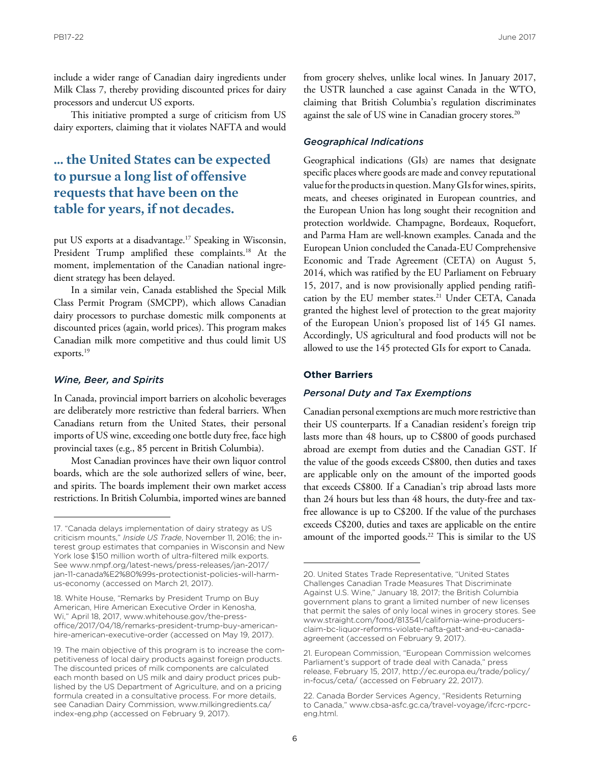include a wider range of Canadian dairy ingredients under Milk Class 7, thereby providing discounted prices for dairy processors and undercut US exports.

This initiative prompted a surge of criticism from US dairy exporters, claiming that it violates NAFTA and would put US exports at a disadvantage.[17] Speaking in Wisconsin, President Trump amplified these complaints.[18] At the moment, implementation of the Canadian national ingredient strategy has been delayed.

> **... the United States can be expected to pursue a long list of offensive requests that have been on the table for years, if not decades.**

In a similar vein, Canada established the Special Milk Class Permit Program (SMCPP), which allows Canadian dairy processors to purchase domestic milk components at discounted prices (again, world prices). This program makes Canadian milk more competitive and thus could limit US exports.[19]

### *Wine, Beer, and Spirits*

In Canada, provincial import barriers on alcoholic beverages are deliberately more restrictive than federal barriers. When Canadians return from the United States, their personal imports of US wine, exceeding one bottle duty free, face high provincial taxes (e.g., 85 percent in British Columbia).

Most Canadian provinces have their own liquor control boards, which are the sole authorized sellers of wine, beer, and spirits. The boards implement their own market access restrictions. In British Columbia, imported wines are banned from grocery shelves, unlike local wines. In January 2017, the USTR launched a case against Canada in the WTO, claiming that British Columbia's regulation discriminates against the sale of US wine in Canadian grocery stores.[20]

### *Geographical Indications*

Geographical indications (GIs) are names that designate specific places where goods are made and convey reputational value for the products in question. Many GIs for wines, spirits, meats, and cheeses originated in European countries, and the European Union has long sought their recognition and protection worldwide. Champagne, Bordeaux, Roquefort, and Parma Ham are well-known examples. Canada and the European Union concluded the Canada-EU Comprehensive Economic and Trade Agreement (CETA) on August 5, 2014, which was ratified by the EU Parliament on February 15, 2017, and is now provisionally applied pending ratification by the EU member states.[21] Under CETA, Canada granted the highest level of protection to the great majority of the European Union's proposed list of 145 GI names. Accordingly, US agricultural and food products will not be allowed to use the 145 protected GIs for export to Canada.

## Other Barriers

### *Personal Duty and Tax Exemptions*

Canadian personal exemptions are much more restrictive than their US counterparts. If a Canadian resident's foreign trip lasts more than 48 hours, up to C$800 of goods purchased abroad are exempt from duties and the Canadian GST. If the value of the goods exceeds C$800, then duties and taxes are applicable only on the amount of the imported goods that exceeds C$800. If a Canadian's trip abroad lasts more than 24 hours but less than 48 hours, the duty-free and tax-free allowance is up to C$200. If the value of the purchases exceeds C$200, duties and taxes are applicable on the entire amount of the imported goods.[22] This is similar to the US

---

17. "Canada delays implementation of dairy strategy as US criticism mounts," *Inside US Trade*, November 11, 2016; the interest group estimates that companies in Wisconsin and New York lose $150 million worth of ultra-filtered milk exports. See www.nmpf.org/latest-news/press-releases/jan-2017/jan-11-canada%E2%80%99s-protectionist-policies-will-harm-us-economy (accessed on March 21, 2017).

18. White House, "Remarks by President Trump on Buy American, Hire American Executive Order in Kenosha, Wi," April 18, 2017, www.whitehouse.gov/the-press-office/2017/04/18/remarks-president-trump-buy-american-hire-american-executive-order (accessed on May 19, 2017).

19. The main objective of this program is to increase the competitiveness of local dairy products against foreign products. The discounted prices of milk components are calculated each month based on US milk and dairy product prices published by the US Department of Agriculture, and on a pricing formula created in a consultative process. For more details, see Canadian Dairy Commission, www.milkingredients.ca/index-eng.php (accessed on February 9, 2017).

20. United States Trade Representative, "United States Challenges Canadian Trade Measures That Discriminate Against U.S. Wine," January 18, 2017; the British Columbia government plans to grant a limited number of new licenses that permit the sales of only local wines in grocery stores. See www.straight.com/food/813541/california-wine-producers-claim-bc-liquor-reforms-violate-nafta-gatt-and-eu-canada-agreement (accessed on February 9, 2017).

21. European Commission, "European Commission welcomes Parliament's support of trade deal with Canada," press release, February 15, 2017, http://ec.europa.eu/trade/policy/in-focus/ceta/ (accessed on February 22, 2017).

22. Canada Border Services Agency, "Residents Returning to Canada," www.cbsa-asfc.gc.ca/travel-voyage/ifcrc-rpcrc-eng.html.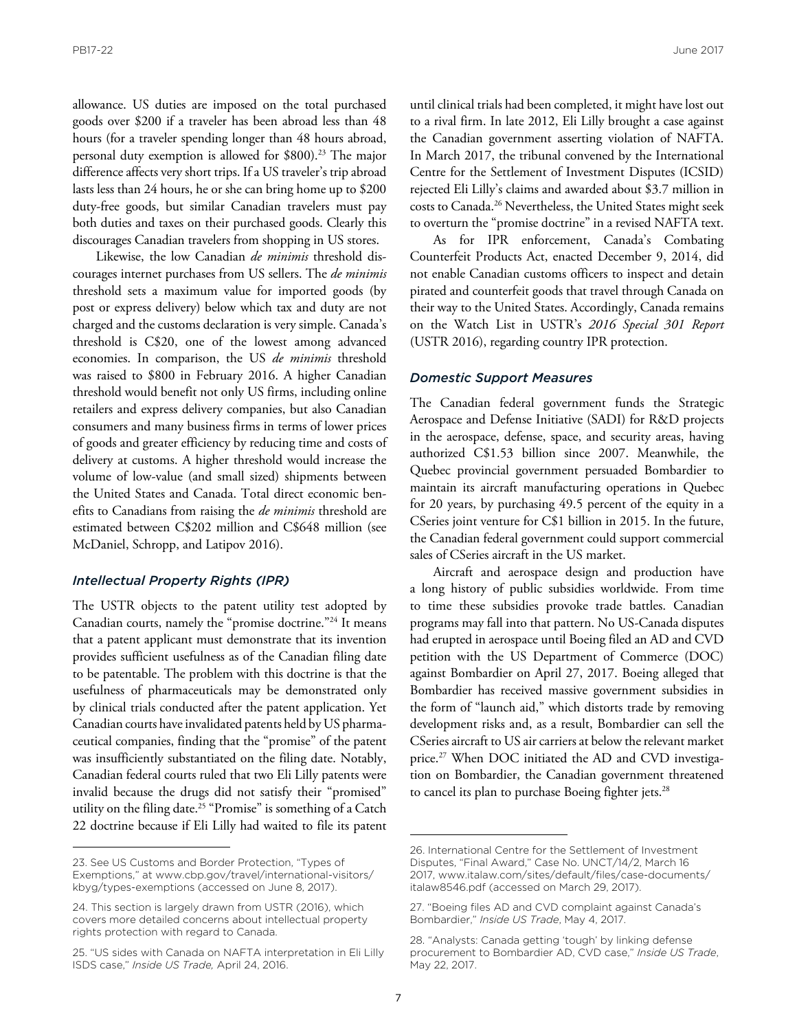allowance. US duties are imposed on the total purchased goods over $200 if a traveler has been abroad less than 48 hours (for a traveler spending longer than 48 hours abroad, personal duty exemption is allowed for $800).[23] The major difference affects very short trips. If a US traveler's trip abroad lasts less than 24 hours, he or she can bring home up to $200 duty-free goods, but similar Canadian travelers must pay both duties and taxes on their purchased goods. Clearly this discourages Canadian travelers from shopping in US stores.

Likewise, the low Canadian *de minimis* threshold discourages internet purchases from US sellers. The *de minimis* threshold sets a maximum value for imported goods (by post or express delivery) below which tax and duty are not charged and the customs declaration is very simple. Canada's threshold is C$20, one of the lowest among advanced economies. In comparison, the US *de minimis* threshold was raised to $800 in February 2016. A higher Canadian threshold would benefit not only US firms, including online retailers and express delivery companies, but also Canadian consumers and many business firms in terms of lower prices of goods and greater efficiency by reducing time and costs of delivery at customs. A higher threshold would increase the volume of low-value (and small sized) shipments between the United States and Canada. Total direct economic benefits to Canadians from raising the *de minimis* threshold are estimated between C$202 million and C$648 million (see McDaniel, Schropp, and Latipov 2016).

### *Intellectual Property Rights (IPR)*

The USTR objects to the patent utility test adopted by Canadian courts, namely the "promise doctrine."[24] It means that a patent applicant must demonstrate that its invention provides sufficient usefulness as of the Canadian filing date to be patentable. The problem with this doctrine is that the usefulness of pharmaceuticals may be demonstrated only by clinical trials conducted after the patent application. Yet Canadian courts have invalidated patents held by US pharmaceutical companies, finding that the "promise" of the patent was insufficiently substantiated on the filing date. Notably, Canadian federal courts ruled that two Eli Lilly patents were invalid because the drugs did not satisfy their "promised" utility on the filing date.[25] "Promise" is something of a Catch 22 doctrine because if Eli Lilly had waited to file its patent until clinical trials had been completed, it might have lost out to a rival firm. In late 2012, Eli Lilly brought a case against the Canadian government asserting violation of NAFTA. In March 2017, the tribunal convened by the International Centre for the Settlement of Investment Disputes (ICSID) rejected Eli Lilly's claims and awarded about $3.7 million in costs to Canada.[26] Nevertheless, the United States might seek to overturn the "promise doctrine" in a revised NAFTA text.

As for IPR enforcement, Canada's Combating Counterfeit Products Act, enacted December 9, 2014, did not enable Canadian customs officers to inspect and detain pirated and counterfeit goods that travel through Canada on their way to the United States. Accordingly, Canada remains on the Watch List in USTR's *2016 Special 301 Report* (USTR 2016), regarding country IPR protection.

### *Domestic Support Measures*

The Canadian federal government funds the Strategic Aerospace and Defense Initiative (SADI) for R&D projects in the aerospace, defense, space, and security areas, having authorized C$1.53 billion since 2007. Meanwhile, the Quebec provincial government persuaded Bombardier to maintain its aircraft manufacturing operations in Quebec for 20 years, by purchasing 49.5 percent of the equity in a CSeries joint venture for C$1 billion in 2015. In the future, the Canadian federal government could support commercial sales of CSeries aircraft in the US market.

Aircraft and aerospace design and production have a long history of public subsidies worldwide. From time to time these subsidies provoke trade battles. Canadian programs may fall into that pattern. No US-Canada disputes had erupted in aerospace until Boeing filed an AD and CVD petition with the US Department of Commerce (DOC) against Bombardier on April 27, 2017. Boeing alleged that Bombardier has received massive government subsidies in the form of "launch aid," which distorts trade by removing development risks and, as a result, Bombardier can sell the CSeries aircraft to US air carriers at below the relevant market price.[27] When DOC initiated the AD and CVD investigation on Bombardier, the Canadian government threatened to cancel its plan to purchase Boeing fighter jets.[28]

---

23. See US Customs and Border Protection, "Types of Exemptions," at www.cbp.gov/travel/international-visitors/kbyg/types-exemptions (accessed on June 8, 2017).

24. This section is largely drawn from USTR (2016), which covers more detailed concerns about intellectual property rights protection with regard to Canada.

25. "US sides with Canada on NAFTA interpretation in Eli Lilly ISDS case," *Inside US Trade,* April 24, 2016.

26. International Centre for the Settlement of Investment Disputes, "Final Award," Case No. UNCT/14/2, March 16 2017, www.italaw.com/sites/default/files/case-documents/italaw8546.pdf (accessed on March 29, 2017).

27. "Boeing files AD and CVD complaint against Canada's Bombardier," *Inside US Trade*, May 4, 2017.

28. "Analysts: Canada getting 'tough' by linking defense procurement to Bombardier AD, CVD case," *Inside US Trade*, May 22, 2017.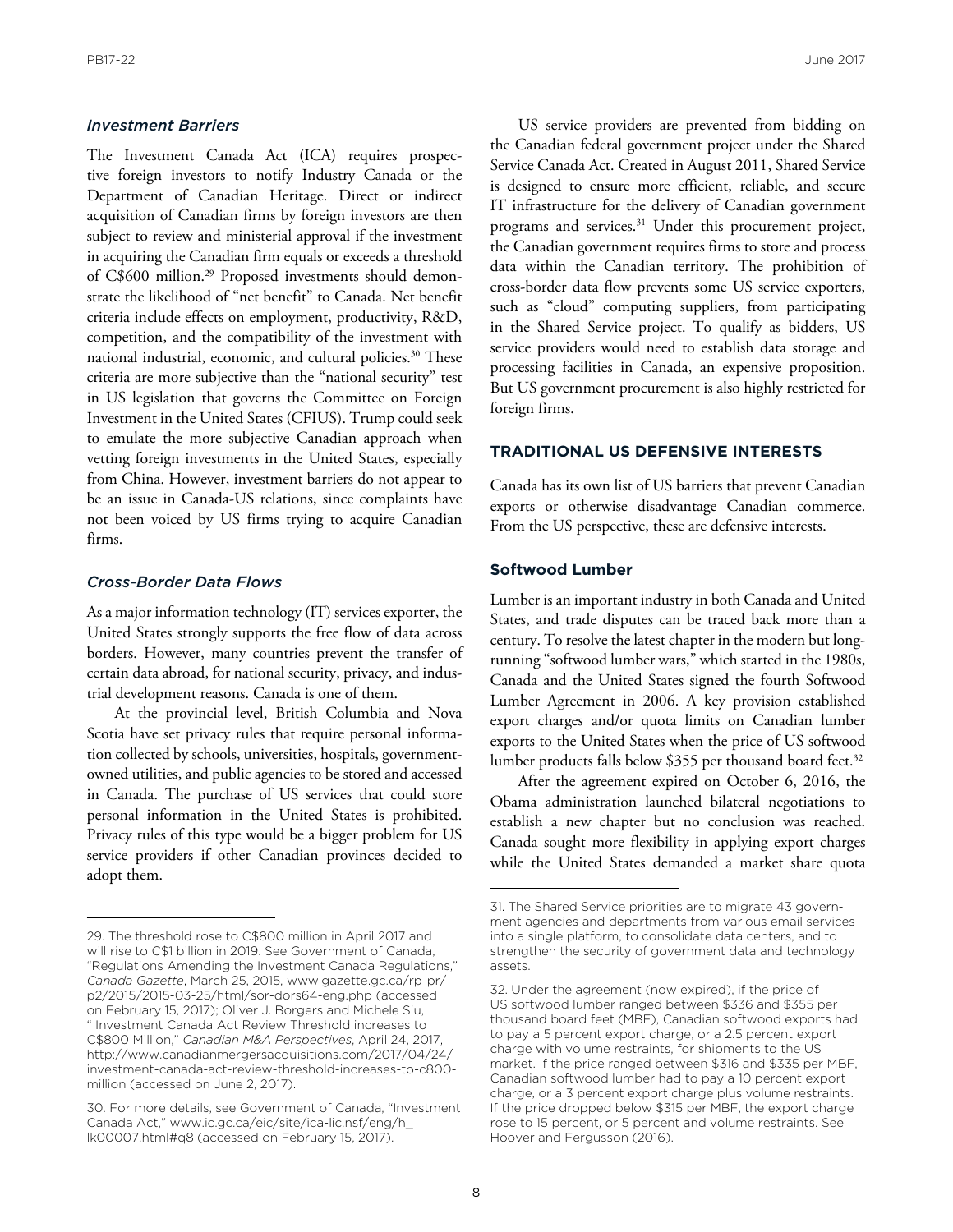### *Investment Barriers*

The Investment Canada Act (ICA) requires prospective foreign investors to notify Industry Canada or the Department of Canadian Heritage. Direct or indirect acquisition of Canadian firms by foreign investors are then subject to review and ministerial approval if the investment in acquiring the Canadian firm equals or exceeds a threshold of C$600 million.[29] Proposed investments should demonstrate the likelihood of "net benefit" to Canada. Net benefit criteria include effects on employment, productivity, R&D, competition, and the compatibility of the investment with national industrial, economic, and cultural policies.[30] These criteria are more subjective than the "national security" test in US legislation that governs the Committee on Foreign Investment in the United States (CFIUS). Trump could seek to emulate the more subjective Canadian approach when vetting foreign investments in the United States, especially from China. However, investment barriers do not appear to be an issue in Canada-US relations, since complaints have not been voiced by US firms trying to acquire Canadian firms.

### *Cross-Border Data Flows*

As a major information technology (IT) services exporter, the United States strongly supports the free flow of data across borders. However, many countries prevent the transfer of certain data abroad, for national security, privacy, and industrial development reasons. Canada is one of them.

At the provincial level, British Columbia and Nova Scotia have set privacy rules that require personal information collected by schools, universities, hospitals, government-owned utilities, and public agencies to be stored and accessed in Canada. The purchase of US services that could store personal information in the United States is prohibited. Privacy rules of this type would be a bigger problem for US service providers if other Canadian provinces decided to adopt them.

US service providers are prevented from bidding on the Canadian federal government project under the Shared Service Canada Act. Created in August 2011, Shared Service is designed to ensure more efficient, reliable, and secure IT infrastructure for the delivery of Canadian government programs and services.[31] Under this procurement project, the Canadian government requires firms to store and process data within the Canadian territory. The prohibition of cross-border data flow prevents some US service exporters, such as "cloud" computing suppliers, from participating in the Shared Service project. To qualify as bidders, US service providers would need to establish data storage and processing facilities in Canada, an expensive proposition. But US government procurement is also highly restricted for foreign firms.

## TRADITIONAL US DEFENSIVE INTERESTS

Canada has its own list of US barriers that prevent Canadian exports or otherwise disadvantage Canadian commerce. From the US perspective, these are defensive interests.

### Softwood Lumber

Lumber is an important industry in both Canada and United States, and trade disputes can be traced back more than a century. To resolve the latest chapter in the modern but long-running "softwood lumber wars," which started in the 1980s, Canada and the United States signed the fourth Softwood Lumber Agreement in 2006. A key provision established export charges and/or quota limits on Canadian lumber exports to the United States when the price of US softwood lumber products falls below $355 per thousand board feet.[32]

After the agreement expired on October 6, 2016, the Obama administration launched bilateral negotiations to establish a new chapter but no conclusion was reached. Canada sought more flexibility in applying export charges while the United States demanded a market share quota

---

29. The threshold rose to C$800 million in April 2017 and will rise to C$1 billion in 2019. See Government of Canada, "Regulations Amending the Investment Canada Regulations," *Canada Gazette*, March 25, 2015, www.gazette.gc.ca/rp-pr/p2/2015/2015-03-25/html/sor-dors64-eng.php (accessed on February 15, 2017); Oliver J. Borgers and Michele Siu, " Investment Canada Act Review Threshold increases to C$800 Million," *Canadian M&A Perspectives*, April 24, 2017, http://www.canadianmergersacquisitions.com/2017/04/24/investment-canada-act-review-threshold-increases-to-c800-million (accessed on June 2, 2017).

30. For more details, see Government of Canada, "Investment Canada Act," www.ic.gc.ca/eic/site/ica-lic.nsf/eng/h_lk00007.html#q8 (accessed on February 15, 2017).

31. The Shared Service priorities are to migrate 43 government agencies and departments from various email services into a single platform, to consolidate data centers, and to strengthen the security of government data and technology assets.

32. Under the agreement (now expired), if the price of US softwood lumber ranged between $336 and $355 per thousand board feet (MBF), Canadian softwood exports had to pay a 5 percent export charge, or a 2.5 percent export charge with volume restraints, for shipments to the US market. If the price ranged between $316 and $335 per MBF, Canadian softwood lumber had to pay a 10 percent export charge, or a 3 percent export charge plus volume restraints. If the price dropped below $315 per MBF, the export charge rose to 15 percent, or 5 percent and volume restraints. See Hoover and Fergusson (2016).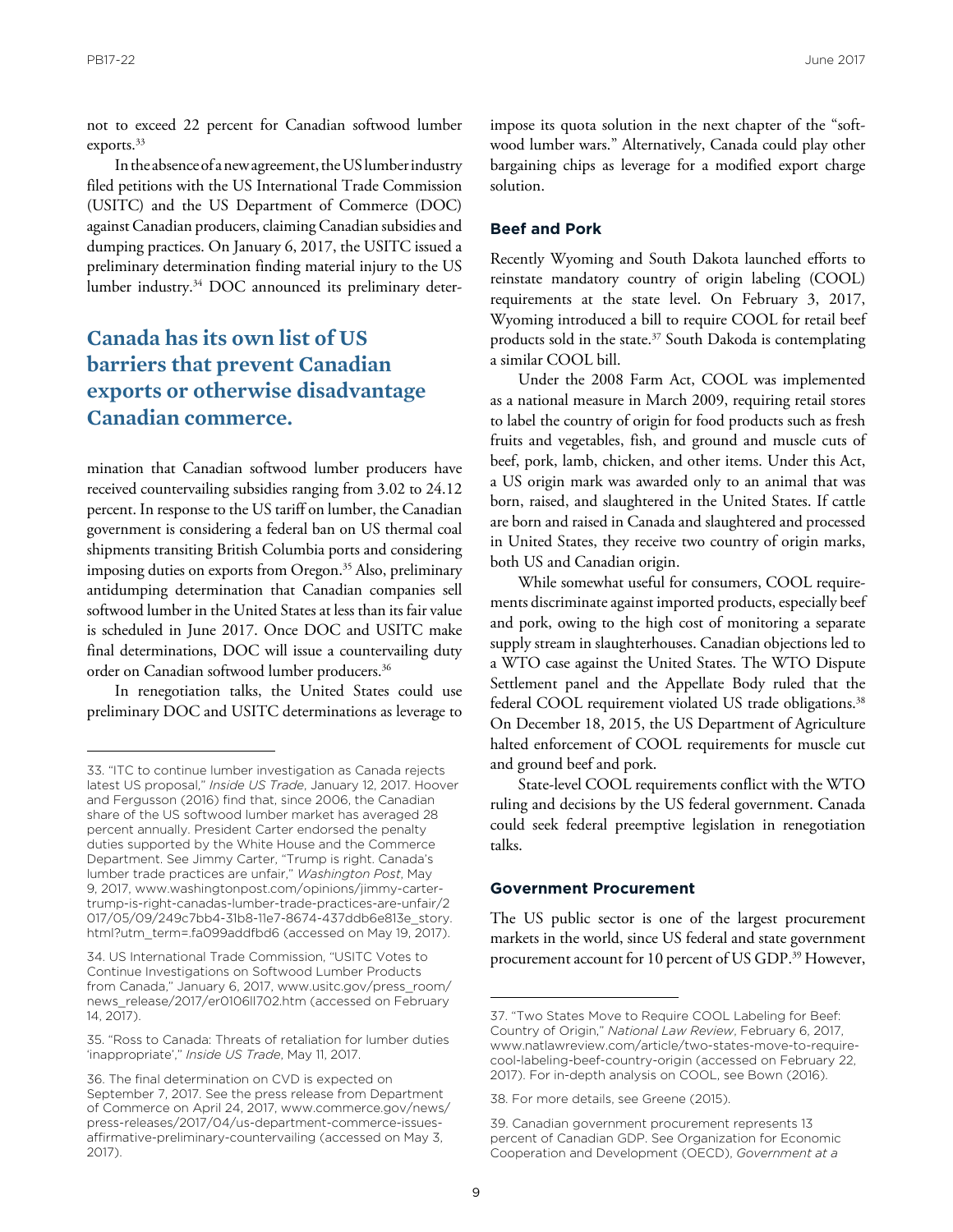not to exceed 22 percent for Canadian softwood lumber exports.[33]

In the absence of a new agreement, the US lumber industry filed petitions with the US International Trade Commission (USITC) and the US Department of Commerce (DOC) against Canadian producers, claiming Canadian subsidies and dumping practices. On January 6, 2017, the USITC issued a preliminary determination finding material injury to the US lumber industry.[34] DOC announced its preliminary determination that Canadian softwood lumber producers have received countervailing subsidies ranging from 3.02 to 24.12 percent. In response to the US tariff on lumber, the Canadian government is considering a federal ban on US thermal coal shipments transiting British Columbia ports and considering imposing duties on exports from Oregon.[35] Also, preliminary antidumping determination that Canadian companies sell softwood lumber in the United States at less than its fair value is scheduled in June 2017. Once DOC and USITC make final determinations, DOC will issue a countervailing duty order on Canadian softwood lumber producers.[36]

**Canada has its own list of US barriers that prevent Canadian exports or otherwise disadvantage Canadian commerce.**

In renegotiation talks, the United States could use preliminary DOC and USITC determinations as leverage to impose its quota solution in the next chapter of the "softwood lumber wars." Alternatively, Canada could play other bargaining chips as leverage for a modified export charge solution.

### Beef and Pork

Recently Wyoming and South Dakota launched efforts to reinstate mandatory country of origin labeling (COOL) requirements at the state level. On February 3, 2017, Wyoming introduced a bill to require COOL for retail beef products sold in the state.[37] South Dakoda is contemplating a similar COOL bill.

Under the 2008 Farm Act, COOL was implemented as a national measure in March 2009, requiring retail stores to label the country of origin for food products such as fresh fruits and vegetables, fish, and ground and muscle cuts of beef, pork, lamb, chicken, and other items. Under this Act, a US origin mark was awarded only to an animal that was born, raised, and slaughtered in the United States. If cattle are born and raised in Canada and slaughtered and processed in United States, they receive two country of origin marks, both US and Canadian origin.

While somewhat useful for consumers, COOL requirements discriminate against imported products, especially beef and pork, owing to the high cost of monitoring a separate supply stream in slaughterhouses. Canadian objections led to a WTO case against the United States. The WTO Dispute Settlement panel and the Appellate Body ruled that the federal COOL requirement violated US trade obligations.[38] On December 18, 2015, the US Department of Agriculture halted enforcement of COOL requirements for muscle cut and ground beef and pork.

State-level COOL requirements conflict with the WTO ruling and decisions by the US federal government. Canada could seek federal preemptive legislation in renegotiation talks.

### Government Procurement

The US public sector is one of the largest procurement markets in the world, since US federal and state government procurement account for 10 percent of US GDP.[39] However,

---

33. "ITC to continue lumber investigation as Canada rejects latest US proposal," *Inside US Trade*, January 12, 2017. Hoover and Fergusson (2016) find that, since 2006, the Canadian share of the US softwood lumber market has averaged 28 percent annually. President Carter endorsed the penalty duties supported by the White House and the Commerce Department. See Jimmy Carter, "Trump is right. Canada's lumber trade practices are unfair," *Washington Post*, May 9, 2017, www.washingtonpost.com/opinions/jimmy-carter-trump-is-right-canadas-lumber-trade-practices-are-unfair/2017/05/09/249c7bb4-31b8-11e7-8674-437ddb6e813e_story.html?utm_term=.fa099addfbd6 (accessed on May 19, 2017).

34. US International Trade Commission, "USITC Votes to Continue Investigations on Softwood Lumber Products from Canada," January 6, 2017, www.usitc.gov/press_room/news_release/2017/er0106ll702.htm (accessed on February 14, 2017).

35. "Ross to Canada: Threats of retaliation for lumber duties 'inappropriate'," *Inside US Trade*, May 11, 2017.

36. The final determination on CVD is expected on September 7, 2017. See the press release from Department of Commerce on April 24, 2017, www.commerce.gov/news/press-releases/2017/04/us-department-commerce-issues-affirmative-preliminary-countervailing (accessed on May 3, 2017).

37. "Two States Move to Require COOL Labeling for Beef: Country of Origin," *National Law Review*, February 6, 2017, www.natlawreview.com/article/two-states-move-to-require-cool-labeling-beef-country-origin (accessed on February 22, 2017). For in-depth analysis on COOL, see Bown (2016).

38. For more details, see Greene (2015).

39. Canadian government procurement represents 13 percent of Canadian GDP. See Organization for Economic Cooperation and Development (OECD), *Government at a*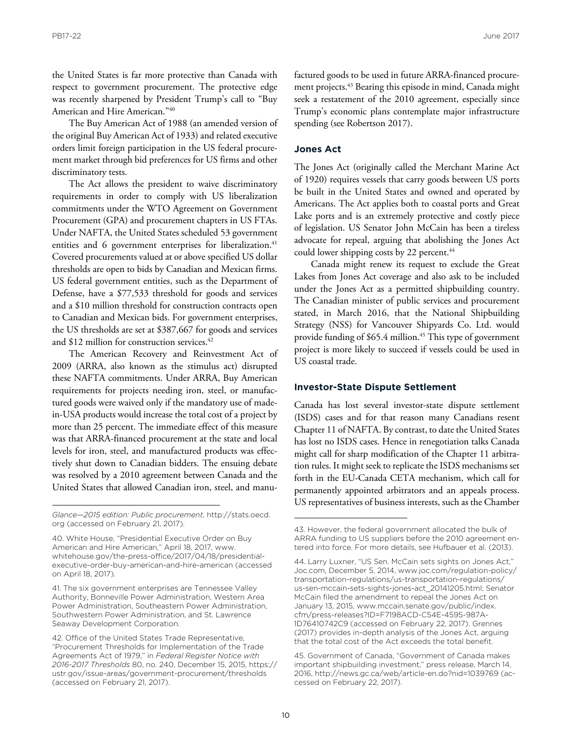the United States is far more protective than Canada with respect to government procurement. The protective edge was recently sharpened by President Trump's call to "Buy American and Hire American."[40]

The Buy American Act of 1988 (an amended version of the original Buy American Act of 1933) and related executive orders limit foreign participation in the US federal procurement market through bid preferences for US firms and other discriminatory tests.

The Act allows the president to waive discriminatory requirements in order to comply with US liberalization commitments under the WTO Agreement on Government Procurement (GPA) and procurement chapters in US FTAs. Under NAFTA, the United States scheduled 53 government entities and 6 government enterprises for liberalization.[41] Covered procurements valued at or above specified US dollar thresholds are open to bids by Canadian and Mexican firms. US federal government entities, such as the Department of Defense, have a $77,533 threshold for goods and services and a $10 million threshold for construction contracts open to Canadian and Mexican bids. For government enterprises, the US thresholds are set at $387,667 for goods and services and $12 million for construction services.[42]

The American Recovery and Reinvestment Act of 2009 (ARRA, also known as the stimulus act) disrupted these NAFTA commitments. Under ARRA, Buy American requirements for projects needing iron, steel, or manufactured goods were waived only if the mandatory use of made-in-USA products would increase the total cost of a project by more than 25 percent. The immediate effect of this measure was that ARRA-financed procurement at the state and local levels for iron, steel, and manufactured products was effectively shut down to Canadian bidders. The ensuing debate was resolved by a 2010 agreement between Canada and the United States that allowed Canadian iron, steel, and manufactured goods to be used in future ARRA-financed procurement projects.[43] Bearing this episode in mind, Canada might seek a restatement of the 2010 agreement, especially since Trump's economic plans contemplate major infrastructure spending (see Robertson 2017).

### Jones Act

The Jones Act (originally called the Merchant Marine Act of 1920) requires vessels that carry goods between US ports be built in the United States and owned and operated by Americans. The Act applies both to coastal ports and Great Lake ports and is an extremely protective and costly piece of legislation. US Senator John McCain has been a tireless advocate for repeal, arguing that abolishing the Jones Act could lower shipping costs by 22 percent.[44]

Canada might renew its request to exclude the Great Lakes from Jones Act coverage and also ask to be included under the Jones Act as a permitted shipbuilding country. The Canadian minister of public services and procurement stated, in March 2016, that the National Shipbuilding Strategy (NSS) for Vancouver Shipyards Co. Ltd. would provide funding of $65.4 million.[45] This type of government project is more likely to succeed if vessels could be used in US coastal trade.

### Investor-State Dispute Settlement

Canada has lost several investor-state dispute settlement (ISDS) cases and for that reason many Canadians resent Chapter 11 of NAFTA. By contrast, to date the United States has lost no ISDS cases. Hence in renegotiation talks Canada might call for sharp modification of the Chapter 11 arbitration rules. It might seek to replicate the ISDS mechanisms set forth in the EU-Canada CETA mechanism, which call for permanently appointed arbitrators and an appeals process. US representatives of business interests, such as the Chamber

---

*Glance—2015 edition: Public procurement*, http://stats.oecd.org (accessed on February 21, 2017).

40. White House, "Presidential Executive Order on Buy American and Hire American," April 18, 2017, www.whitehouse.gov/the-press-office/2017/04/18/presidential-executive-order-buy-american-and-hire-american (accessed on April 18, 2017).

41. The six government enterprises are Tennessee Valley Authority, Bonneville Power Administration, Western Area Power Administration, Southeastern Power Administration, Southwestern Power Administration, and St. Lawrence Seaway Development Corporation.

42. Office of the United States Trade Representative, "Procurement Thresholds for Implementation of the Trade Agreements Act of 1979," in *Federal Register Notice with 2016-2017 Thresholds* 80, no. 240, December 15, 2015, https://ustr.gov/issue-areas/government-procurement/thresholds (accessed on February 21, 2017).

43. However, the federal government allocated the bulk of ARRA funding to US suppliers before the 2010 agreement entered into force. For more details, see Hufbauer et al. (2013).

44. Larry Luxner, "US Sen. McCain sets sights on Jones Act," Joc.com, December 5, 2014, www.joc.com/regulation-policy/transportation-regulations/us-transportation-regulations/us-sen-mccain-sets-sights-jones-act_20141205.html; Senator McCain filed the amendment to repeal the Jones Act on January 13, 2015, www.mccain.senate.gov/public/index.cfm/press-releases?ID=F7198ACD-C54E-4595-987A-1D76410742C9 (accessed on February 22, 2017). Grennes (2017) provides in-depth analysis of the Jones Act, arguing that the total cost of the Act exceeds the total benefit.

45. Government of Canada, "Government of Canada makes important shipbuilding investment," press release, March 14, 2016, http://news.gc.ca/web/article-en.do?nid=1039769 (accessed on February 22, 2017).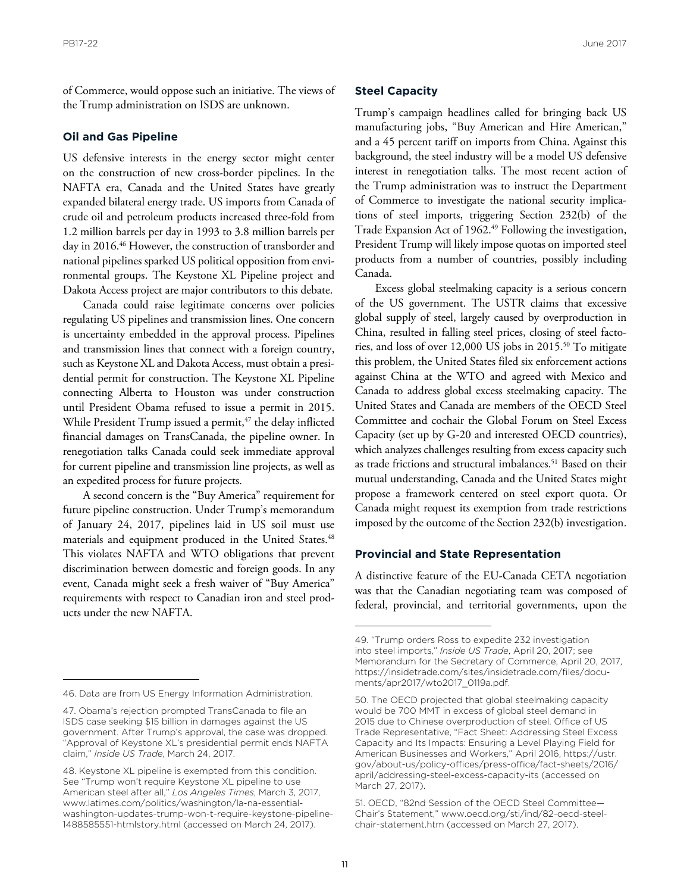of Commerce, would oppose such an initiative. The views of the Trump administration on ISDS are unknown.

### Oil and Gas Pipeline

US defensive interests in the energy sector might center on the construction of new cross-border pipelines. In the NAFTA era, Canada and the United States have greatly expanded bilateral energy trade. US imports from Canada of crude oil and petroleum products increased three-fold from 1.2 million barrels per day in 1993 to 3.8 million barrels per day in 2016.[46] However, the construction of transborder and national pipelines sparked US political opposition from environmental groups. The Keystone XL Pipeline project and Dakota Access project are major contributors to this debate.

Canada could raise legitimate concerns over policies regulating US pipelines and transmission lines. One concern is uncertainty embedded in the approval process. Pipelines and transmission lines that connect with a foreign country, such as Keystone XL and Dakota Access, must obtain a presidential permit for construction. The Keystone XL Pipeline connecting Alberta to Houston was under construction until President Obama refused to issue a permit in 2015. While President Trump issued a permit,[47] the delay inflicted financial damages on TransCanada, the pipeline owner. In renegotiation talks Canada could seek immediate approval for current pipeline and transmission line projects, as well as an expedited process for future projects.

A second concern is the "Buy America" requirement for future pipeline construction. Under Trump's memorandum of January 24, 2017, pipelines laid in US soil must use materials and equipment produced in the United States.[48] This violates NAFTA and WTO obligations that prevent discrimination between domestic and foreign goods. In any event, Canada might seek a fresh waiver of "Buy America" requirements with respect to Canadian iron and steel products under the new NAFTA.

### Steel Capacity

Trump's campaign headlines called for bringing back US manufacturing jobs, "Buy American and Hire American," and a 45 percent tariff on imports from China. Against this background, the steel industry will be a model US defensive interest in renegotiation talks. The most recent action of the Trump administration was to instruct the Department of Commerce to investigate the national security implications of steel imports, triggering Section 232(b) of the Trade Expansion Act of 1962.[49] Following the investigation, President Trump will likely impose quotas on imported steel products from a number of countries, possibly including Canada.

Excess global steelmaking capacity is a serious concern of the US government. The USTR claims that excessive global supply of steel, largely caused by overproduction in China, resulted in falling steel prices, closing of steel factories, and loss of over 12,000 US jobs in 2015.[50] To mitigate this problem, the United States filed six enforcement actions against China at the WTO and agreed with Mexico and Canada to address global excess steelmaking capacity. The United States and Canada are members of the OECD Steel Committee and cochair the Global Forum on Steel Excess Capacity (set up by G-20 and interested OECD countries), which analyzes challenges resulting from excess capacity such as trade frictions and structural imbalances.[51] Based on their mutual understanding, Canada and the United States might propose a framework centered on steel export quota. Or Canada might request its exemption from trade restrictions imposed by the outcome of the Section 232(b) investigation.

### Provincial and State Representation

A distinctive feature of the EU-Canada CETA negotiation was that the Canadian negotiating team was composed of federal, provincial, and territorial governments, upon the

---

46. Data are from US Energy Information Administration.

47. Obama's rejection prompted TransCanada to file an ISDS case seeking $15 billion in damages against the US government. After Trump's approval, the case was dropped. "Approval of Keystone XL's presidential permit ends NAFTA claim," *Inside US Trade*, March 24, 2017.

48. Keystone XL pipeline is exempted from this condition. See "Trump won't require Keystone XL pipeline to use American steel after all," *Los Angeles Times*, March 3, 2017, www.latimes.com/politics/washington/la-na-essential-washington-updates-trump-won-t-require-keystone-pipeline-1488585551-htmlstory.html (accessed on March 24, 2017).

49. "Trump orders Ross to expedite 232 investigation into steel imports," *Inside US Trade*, April 20, 2017; see Memorandum for the Secretary of Commerce, April 20, 2017, https://insidetrade.com/sites/insidetrade.com/files/documents/apr2017/wto2017_0119a.pdf.

50. The OECD projected that global steelmaking capacity would be 700 MMT in excess of global steel demand in 2015 due to Chinese overproduction of steel. Office of US Trade Representative, "Fact Sheet: Addressing Steel Excess Capacity and Its Impacts: Ensuring a Level Playing Field for American Businesses and Workers," April 2016, https://ustr.gov/about-us/policy-offices/press-office/fact-sheets/2016/april/addressing-steel-excess-capacity-its (accessed on March 27, 2017).

51. OECD, "82nd Session of the OECD Steel Committee—Chair's Statement," www.oecd.org/sti/ind/82-oecd-steel-chair-statement.htm (accessed on March 27, 2017).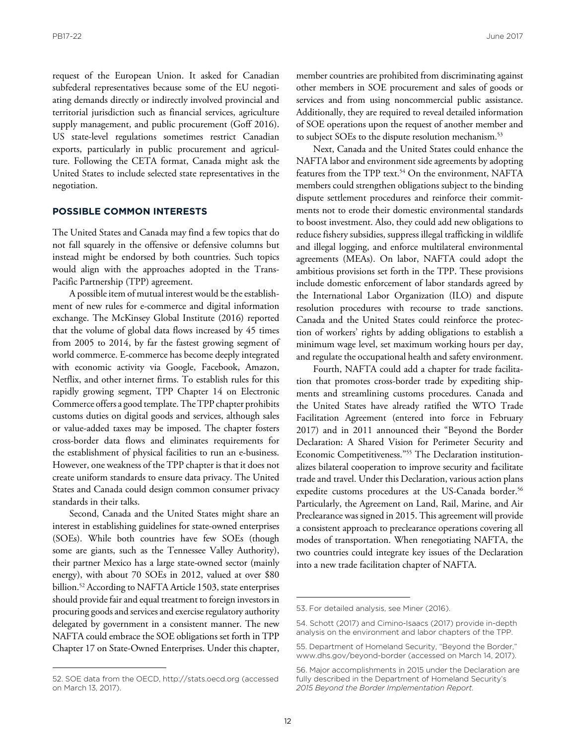request of the European Union. It asked for Canadian subfederal representatives because some of the EU negotiating demands directly or indirectly involved provincial and territorial jurisdiction such as financial services, agriculture supply management, and public procurement (Goff 2016). US state-level regulations sometimes restrict Canadian exports, particularly in public procurement and agriculture. Following the CETA format, Canada might ask the United States to include selected state representatives in the negotiation.

## POSSIBLE COMMON INTERESTS

The United States and Canada may find a few topics that do not fall squarely in the offensive or defensive columns but instead might be endorsed by both countries. Such topics would align with the approaches adopted in the Trans-Pacific Partnership (TPP) agreement.

A possible item of mutual interest would be the establishment of new rules for e-commerce and digital information exchange. The McKinsey Global Institute (2016) reported that the volume of global data flows increased by 45 times from 2005 to 2014, by far the fastest growing segment of world commerce. E-commerce has become deeply integrated with economic activity via Google, Facebook, Amazon, Netflix, and other internet firms. To establish rules for this rapidly growing segment, TPP Chapter 14 on Electronic Commerce offers a good template. The TPP chapter prohibits customs duties on digital goods and services, although sales or value-added taxes may be imposed. The chapter fosters cross-border data flows and eliminates requirements for the establishment of physical facilities to run an e-business. However, one weakness of the TPP chapter is that it does not create uniform standards to ensure data privacy. The United States and Canada could design common consumer privacy standards in their talks.

Second, Canada and the United States might share an interest in establishing guidelines for state-owned enterprises (SOEs). While both countries have few SOEs (though some are giants, such as the Tennessee Valley Authority), their partner Mexico has a large state-owned sector (mainly energy), with about 70 SOEs in 2012, valued at over $80 billion.[52] According to NAFTA Article 1503, state enterprises should provide fair and equal treatment to foreign investors in procuring goods and services and exercise regulatory authority delegated by government in a consistent manner. The new NAFTA could embrace the SOE obligations set forth in TPP Chapter 17 on State-Owned Enterprises. Under this chapter, member countries are prohibited from discriminating against other members in SOE procurement and sales of goods or services and from using noncommercial public assistance. Additionally, they are required to reveal detailed information of SOE operations upon the request of another member and to subject SOEs to the dispute resolution mechanism.[53]

Next, Canada and the United States could enhance the NAFTA labor and environment side agreements by adopting features from the TPP text.[54] On the environment, NAFTA members could strengthen obligations subject to the binding dispute settlement procedures and reinforce their commitments not to erode their domestic environmental standards to boost investment. Also, they could add new obligations to reduce fishery subsidies, suppress illegal trafficking in wildlife and illegal logging, and enforce multilateral environmental agreements (MEAs). On labor, NAFTA could adopt the ambitious provisions set forth in the TPP. These provisions include domestic enforcement of labor standards agreed by the International Labor Organization (ILO) and dispute resolution procedures with recourse to trade sanctions. Canada and the United States could reinforce the protection of workers' rights by adding obligations to establish a minimum wage level, set maximum working hours per day, and regulate the occupational health and safety environment.

Fourth, NAFTA could add a chapter for trade facilitation that promotes cross-border trade by expediting shipments and streamlining customs procedures. Canada and the United States have already ratified the WTO Trade Facilitation Agreement (entered into force in February 2017) and in 2011 announced their "Beyond the Border Declaration: A Shared Vision for Perimeter Security and Economic Competitiveness."[55] The Declaration institutionalizes bilateral cooperation to improve security and facilitate trade and travel. Under this Declaration, various action plans expedite customs procedures at the US-Canada border.[56] Particularly, the Agreement on Land, Rail, Marine, and Air Preclearance was signed in 2015. This agreement will provide a consistent approach to preclearance operations covering all modes of transportation. When renegotiating NAFTA, the two countries could integrate key issues of the Declaration into a new trade facilitation chapter of NAFTA.

---

52. SOE data from the OECD, http://stats.oecd.org (accessed on March 13, 2017).

53. For detailed analysis, see Miner (2016).

54. Schott (2017) and Cimino-Isaacs (2017) provide in-depth analysis on the environment and labor chapters of the TPP.

55. Department of Homeland Security, "Beyond the Border," www.dhs.gov/beyond-border (accessed on March 14, 2017).

56. Major accomplishments in 2015 under the Declaration are fully described in the Department of Homeland Security's *2015 Beyond the Border Implementation Report*.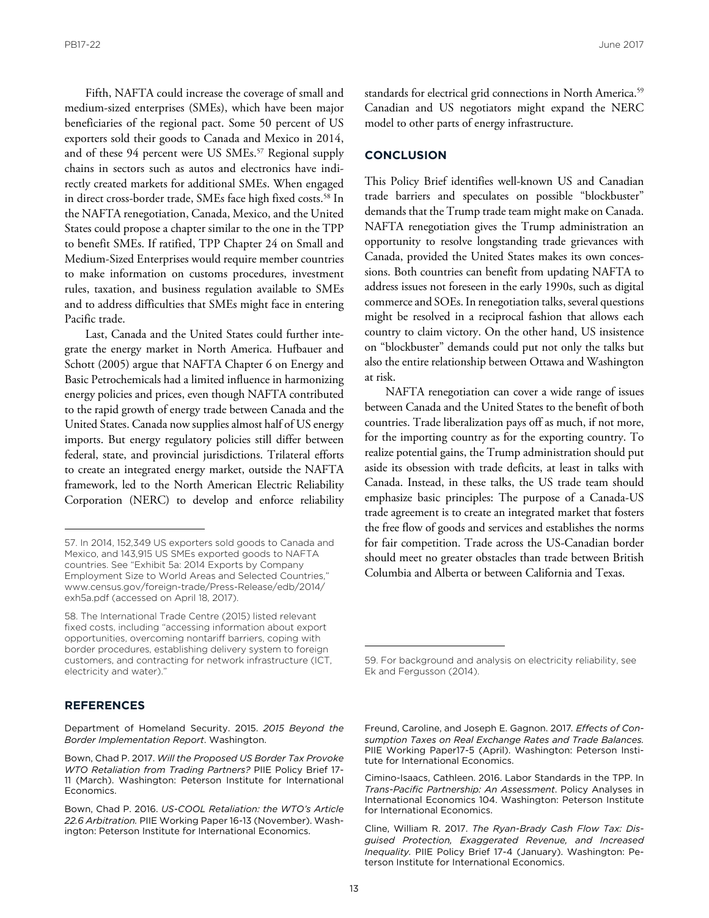Fifth, NAFTA could increase the coverage of small and medium-sized enterprises (SMEs), which have been major beneficiaries of the regional pact. Some 50 percent of US exporters sold their goods to Canada and Mexico in 2014, and of these 94 percent were US SMEs.[57] Regional supply chains in sectors such as autos and electronics have indirectly created markets for additional SMEs. When engaged in direct cross-border trade, SMEs face high fixed costs.[58] In the NAFTA renegotiation, Canada, Mexico, and the United States could propose a chapter similar to the one in the TPP to benefit SMEs. If ratified, TPP Chapter 24 on Small and Medium-Sized Enterprises would require member countries to make information on customs procedures, investment rules, taxation, and business regulation available to SMEs and to address difficulties that SMEs might face in entering Pacific trade.

Last, Canada and the United States could further integrate the energy market in North America. Hufbauer and Schott (2005) argue that NAFTA Chapter 6 on Energy and Basic Petrochemicals had a limited influence in harmonizing energy policies and prices, even though NAFTA contributed to the rapid growth of energy trade between Canada and the United States. Canada now supplies almost half of US energy imports. But energy regulatory policies still differ between federal, state, and provincial jurisdictions. Trilateral efforts to create an integrated energy market, outside the NAFTA framework, led to the North American Electric Reliability Corporation (NERC) to develop and enforce reliability standards for electrical grid connections in North America.[59] Canadian and US negotiators might expand the NERC model to other parts of energy infrastructure.

57. In 2014, 152,349 US exporters sold goods to Canada and Mexico, and 143,915 US SMEs exported goods to NAFTA countries. See "Exhibit 5a: 2014 Exports by Company Employment Size to World Areas and Selected Countries," www.census.gov/foreign-trade/Press-Release/edb/2014/exh5a.pdf (accessed on April 18, 2017).

58. The International Trade Centre (2015) listed relevant fixed costs, including "accessing information about export opportunities, overcoming nontariff barriers, coping with border procedures, establishing delivery system to foreign customers, and contracting for network infrastructure (ICT, electricity and water)."

59. For background and analysis on electricity reliability, see Ek and Fergusson (2014).

## CONCLUSION

This Policy Brief identifies well-known US and Canadian trade barriers and speculates on possible "blockbuster" demands that the Trump trade team might make on Canada. NAFTA renegotiation gives the Trump administration an opportunity to resolve longstanding trade grievances with Canada, provided the United States makes its own concessions. Both countries can benefit from updating NAFTA to address issues not foreseen in the early 1990s, such as digital commerce and SOEs. In renegotiation talks, several questions might be resolved in a reciprocal fashion that allows each country to claim victory. On the other hand, US insistence on "blockbuster" demands could put not only the talks but also the entire relationship between Ottawa and Washington at risk.

NAFTA renegotiation can cover a wide range of issues between Canada and the United States to the benefit of both countries. Trade liberalization pays off as much, if not more, for the importing country as for the exporting country. To realize potential gains, the Trump administration should put aside its obsession with trade deficits, at least in talks with Canada. Instead, in these talks, the US trade team should emphasize basic principles: The purpose of a Canada-US trade agreement is to create an integrated market that fosters the free flow of goods and services and establishes the norms for fair competition. Trade across the US-Canadian border should meet no greater obstacles than trade between British Columbia and Alberta or between California and Texas.

## REFERENCES

Department of Homeland Security. 2015. *2015 Beyond the Border Implementation Report*. Washington.

Bown, Chad P. 2017. *Will the Proposed US Border Tax Provoke WTO Retaliation from Trading Partners?* PIIE Policy Brief 17-11 (March). Washington: Peterson Institute for International Economics.

Bown, Chad P. 2016. *US-COOL Retaliation: the WTO's Article 22.6 Arbitration.* PIIE Working Paper 16-13 (November). Washington: Peterson Institute for International Economics.

Freund, Caroline, and Joseph E. Gagnon. 2017. *Effects of Consumption Taxes on Real Exchange Rates and Trade Balances.* PIIE Working Paper17-5 (April). Washington: Peterson Institute for International Economics.

Cimino-Isaacs, Cathleen. 2016. Labor Standards in the TPP. In *Trans-Pacific Partnership: An Assessment*. Policy Analyses in International Economics 104. Washington: Peterson Institute for International Economics.

Cline, William R. 2017. *The Ryan-Brady Cash Flow Tax: Disguised Protection, Exaggerated Revenue, and Increased Inequality.* PIIE Policy Brief 17-4 (January). Washington: Peterson Institute for International Economics.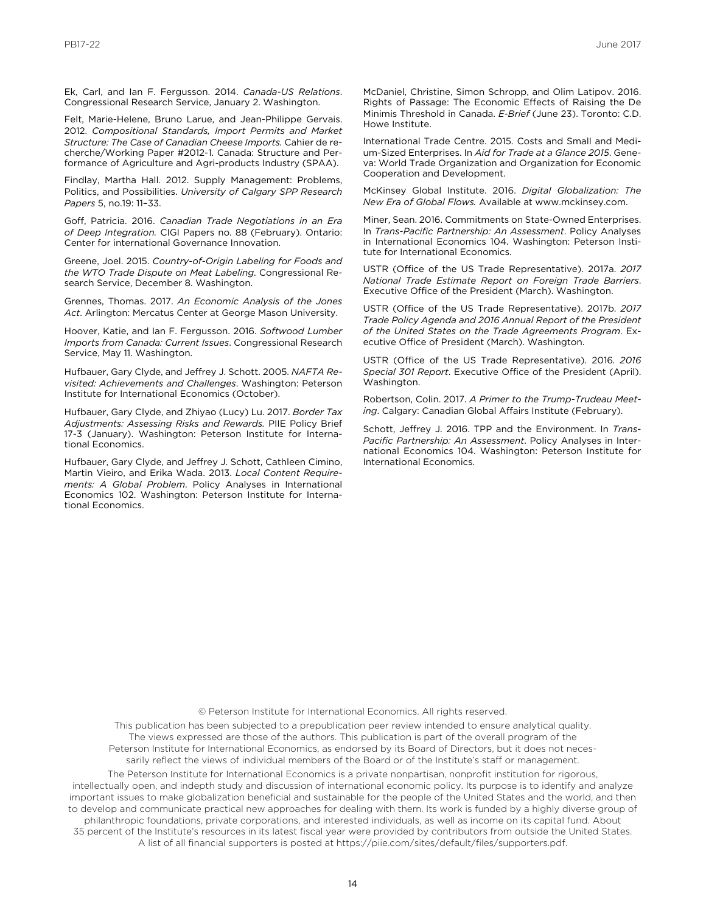Ek, Carl, and Ian F. Fergusson. 2014. *Canada-US Relations*. Congressional Research Service, January 2. Washington.

Felt, Marie-Helene, Bruno Larue, and Jean-Philippe Gervais. 2012. *Compositional Standards, Import Permits and Market Structure: The Case of Canadian Cheese Imports.* Cahier de recherche/Working Paper #2012-1. Canada: Structure and Performance of Agriculture and Agri-products Industry (SPAA).

Findlay, Martha Hall. 2012. Supply Management: Problems, Politics, and Possibilities. *University of Calgary SPP Research Papers* 5, no.19: 11–33.

Goff, Patricia. 2016. *Canadian Trade Negotiations in an Era of Deep Integration.* CIGI Papers no. 88 (February). Ontario: Center for international Governance Innovation.

Greene, Joel. 2015. *Country-of-Origin Labeling for Foods and the WTO Trade Dispute on Meat Labeling*. Congressional Research Service, December 8. Washington.

Grennes, Thomas. 2017. *An Economic Analysis of the Jones Act*. Arlington: Mercatus Center at George Mason University.

Hoover, Katie, and Ian F. Fergusson. 2016. *Softwood Lumber Imports from Canada: Current Issues*. Congressional Research Service, May 11. Washington.

Hufbauer, Gary Clyde, and Jeffrey J. Schott. 2005. *NAFTA Revisited: Achievements and Challenges*. Washington: Peterson Institute for International Economics (October).

Hufbauer, Gary Clyde, and Zhiyao (Lucy) Lu. 2017. *Border Tax Adjustments: Assessing Risks and Rewards.* PIIE Policy Brief 17-3 (January). Washington: Peterson Institute for International Economics.

Hufbauer, Gary Clyde, and Jeffrey J. Schott, Cathleen Cimino, Martin Vieiro, and Erika Wada. 2013. *Local Content Requirements: A Global Problem*. Policy Analyses in International Economics 102. Washington: Peterson Institute for International Economics.

McDaniel, Christine, Simon Schropp, and Olim Latipov. 2016. Rights of Passage: The Economic Effects of Raising the De Minimis Threshold in Canada. *E-Brief* (June 23). Toronto: C.D. Howe Institute.

International Trade Centre. 2015. Costs and Small and Medium-Sized Enterprises. In *Aid for Trade at a Glance 2015*. Geneva: World Trade Organization and Organization for Economic Cooperation and Development.

McKinsey Global Institute. 2016. *Digital Globalization: The New Era of Global Flows.* Available at www.mckinsey.com.

Miner, Sean. 2016. Commitments on State-Owned Enterprises. In *Trans-Pacific Partnership: An Assessment*. Policy Analyses in International Economics 104. Washington: Peterson Institute for International Economics.

USTR (Office of the US Trade Representative). 2017a. *2017 National Trade Estimate Report on Foreign Trade Barriers*. Executive Office of the President (March). Washington.

USTR (Office of the US Trade Representative). 2017b. *2017 Trade Policy Agenda and 2016 Annual Report of the President of the United States on the Trade Agreements Program*. Executive Office of President (March). Washington.

USTR (Office of the US Trade Representative). 2016*. 2016 Special 301 Report*. Executive Office of the President (April). Washington.

Robertson, Colin. 2017. *A Primer to the Trump-Trudeau Meeting*. Calgary: Canadian Global Affairs Institute (February).

Schott, Jeffrey J. 2016. TPP and the Environment. In *Trans-Pacific Partnership: An Assessment*. Policy Analyses in International Economics 104. Washington: Peterson Institute for International Economics.

© Peterson Institute for International Economics. All rights reserved.

This publication has been subjected to a prepublication peer review intended to ensure analytical quality. The views expressed are those of the authors. This publication is part of the overall program of the Peterson Institute for International Economics, as endorsed by its Board of Directors, but it does not necessarily reflect the views of individual members of the Board or of the Institute's staff or management.

The Peterson Institute for International Economics is a private nonpartisan, nonprofit institution for rigorous, intellectually open, and indepth study and discussion of international economic policy. Its purpose is to identify and analyze important issues to make globalization beneficial and sustainable for the people of the United States and the world, and then to develop and communicate practical new approaches for dealing with them. Its work is funded by a highly diverse group of philanthropic foundations, private corporations, and interested individuals, as well as income on its capital fund. About 35 percent of the Institute's resources in its latest fiscal year were provided by contributors from outside the United States. A list of all financial supporters is posted at https://piie.com/sites/default/files/supporters.pdf.